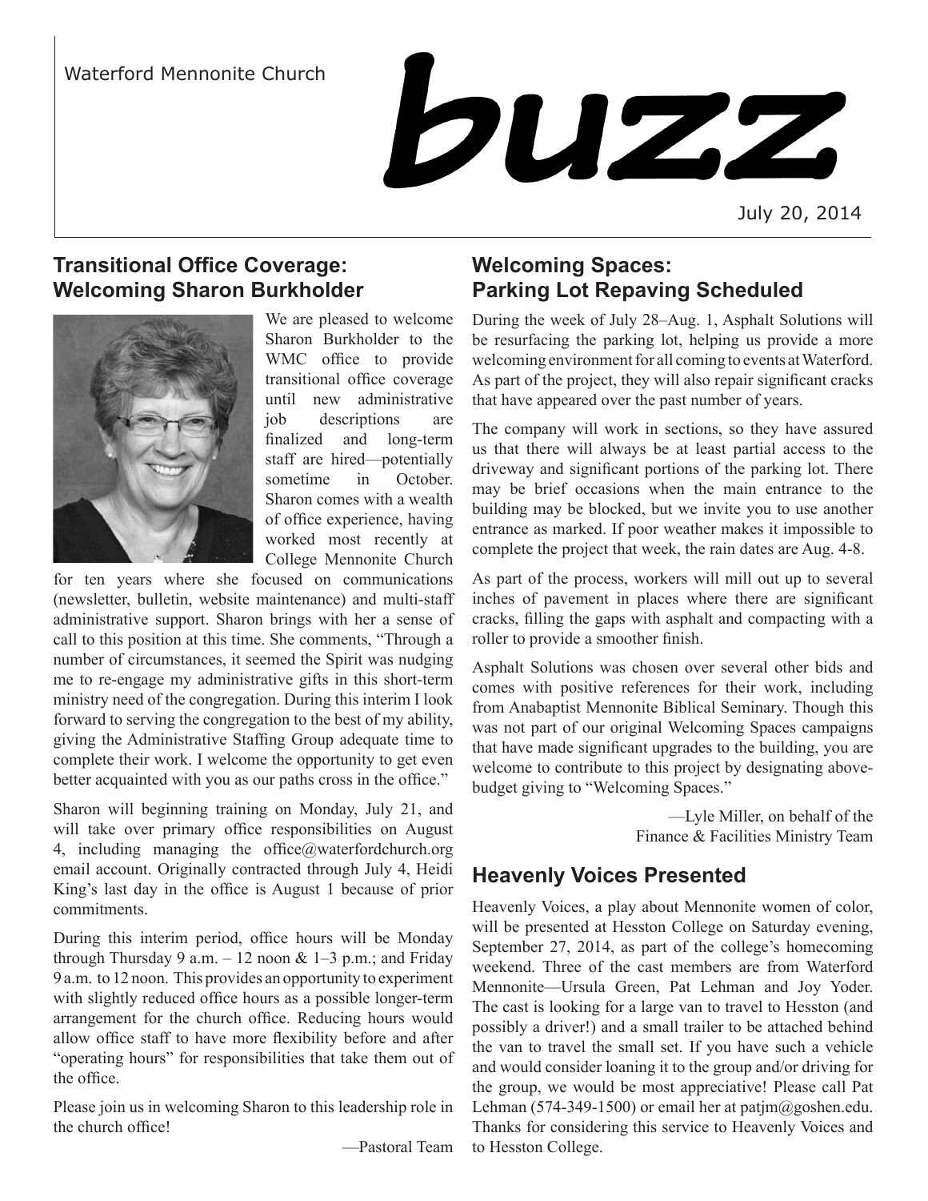Waterford Mennonite Church

# buzz

July 20, 2014

## Transitional Office Coverage: Welcoming Sharon Burkholder

We are pleased to welcome Sharon Burkholder to the WMC office to provide transitional office coverage until new administrative job descriptions are finalized and long-term staff are hired—potentially sometime in October. Sharon comes with a wealth of office experience, having worked most recently at College Mennonite Church for ten years where she focused on communications (newsletter, bulletin, website maintenance) and multi-staff administrative support. Sharon brings with her a sense of call to this position at this time. She comments, "Through a number of circumstances, it seemed the Spirit was nudging me to re-engage my administrative gifts in this short-term ministry need of the congregation. During this interim I look forward to serving the congregation to the best of my ability, giving the Administrative Staffing Group adequate time to complete their work. I welcome the opportunity to get even better acquainted with you as our paths cross in the office."

Sharon will beginning training on Monday, July 21, and will take over primary office responsibilities on August 4, including managing the office@waterfordchurch.org email account. Originally contracted through July 4, Heidi King's last day in the office is August 1 because of prior commitments.

During this interim period, office hours will be Monday through Thursday 9 a.m. – 12 noon & 1–3 p.m.; and Friday 9 a.m. to 12 noon. This provides an opportunity to experiment with slightly reduced office hours as a possible longer-term arrangement for the church office. Reducing hours would allow office staff to have more flexibility before and after "operating hours" for responsibilities that take them out of the office.

Please join us in welcoming Sharon to this leadership role in the church office!

—Pastoral Team

## Welcoming Spaces: Parking Lot Repaving Scheduled

During the week of July 28–Aug. 1, Asphalt Solutions will be resurfacing the parking lot, helping us provide a more welcoming environment for all coming to events at Waterford. As part of the project, they will also repair significant cracks that have appeared over the past number of years.

The company will work in sections, so they have assured us that there will always be at least partial access to the driveway and significant portions of the parking lot. There may be brief occasions when the main entrance to the building may be blocked, but we invite you to use another entrance as marked. If poor weather makes it impossible to complete the project that week, the rain dates are Aug. 4-8.

As part of the process, workers will mill out up to several inches of pavement in places where there are significant cracks, filling the gaps with asphalt and compacting with a roller to provide a smoother finish.

Asphalt Solutions was chosen over several other bids and comes with positive references for their work, including from Anabaptist Mennonite Biblical Seminary. Though this was not part of our original Welcoming Spaces campaigns that have made significant upgrades to the building, you are welcome to contribute to this project by designating above-budget giving to "Welcoming Spaces."

—Lyle Miller, on behalf of the Finance & Facilities Ministry Team

## Heavenly Voices Presented

Heavenly Voices, a play about Mennonite women of color, will be presented at Hesston College on Saturday evening, September 27, 2014, as part of the college's homecoming weekend. Three of the cast members are from Waterford Mennonite—Ursula Green, Pat Lehman and Joy Yoder. The cast is looking for a large van to travel to Hesston (and possibly a driver!) and a small trailer to be attached behind the van to travel the small set. If you have such a vehicle and would consider loaning it to the group and/or driving for the group, we would be most appreciative! Please call Pat Lehman (574-349-1500) or email her at patjm@goshen.edu. Thanks for considering this service to Heavenly Voices and to Hesston College.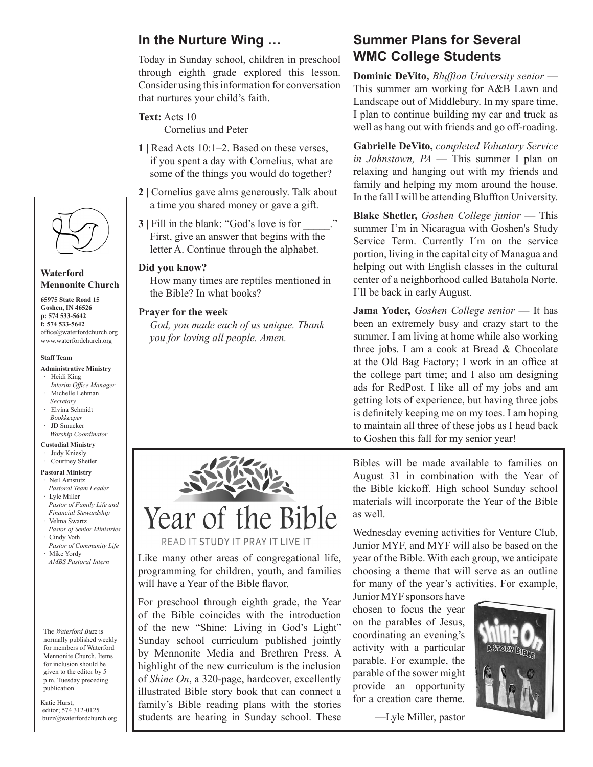## In the Nurture Wing …

Today in Sunday school, children in preschool through eighth grade explored this lesson. Consider using this information for conversation that nurtures your child's faith.

**Text:** Acts 10
Cornelius and Peter

**1 |** Read Acts 10:1–2. Based on these verses, if you spent a day with Cornelius, what are some of the things you would do together?

**2 |** Cornelius gave alms generously. Talk about a time you shared money or gave a gift.

**3 |** Fill in the blank: "God's love is for _____." First, give an answer that begins with the letter A. Continue through the alphabet.

**Did you know?**

How many times are reptiles mentioned in the Bible? In what books?

**Prayer for the week**

*God, you made each of us unique. Thank you for loving all people. Amen.*

## Summer Plans for Several WMC College Students

**Dominic DeVito,** *Bluffton University senior* — This summer am working for A&B Lawn and Landscape out of Middlebury. In my spare time, I plan to continue building my car and truck as well as hang out with friends and go off-roading.

**Gabrielle DeVito,** *completed Voluntary Service in Johnstown, PA* — This summer I plan on relaxing and hanging out with my friends and family and helping my mom around the house. In the fall I will be attending Bluffton University.

**Blake Shetler,** *Goshen College junior* — This summer I'm in Nicaragua with Goshen's Study Service Term. Currently I´m on the service portion, living in the capital city of Managua and helping out with English classes in the cultural center of a neighborhood called Batahola Norte. I´ll be back in early August.

**Jama Yoder,** *Goshen College senior* — It has been an extremely busy and crazy start to the summer. I am living at home while also working three jobs. I am a cook at Bread & Chocolate at the Old Bag Factory; I work in an office at the college part time; and I also am designing ads for RedPost. I like all of my jobs and am getting lots of experience, but having three jobs is definitely keeping me on my toes. I am hoping to maintain all three of these jobs as I head back to Goshen this fall for my senior year!

## Year of the Bible

READ IT STUDY IT PRAY IT LIVE IT

Like many other areas of congregational life, programming for children, youth, and families will have a Year of the Bible flavor.

For preschool through eighth grade, the Year of the Bible coincides with the introduction of the new "Shine: Living in God's Light" Sunday school curriculum published jointly by Mennonite Media and Brethren Press. A highlight of the new curriculum is the inclusion of *Shine On*, a 320-page, hardcover, excellently illustrated Bible story book that can connect a family's Bible reading plans with the stories students are hearing in Sunday school. These Bibles will be made available to families on August 31 in combination with the Year of the Bible kickoff. High school Sunday school materials will incorporate the Year of the Bible as well.

Wednesday evening activities for Venture Club, Junior MYF, and MYF will also be based on the year of the Bible. With each group, we anticipate choosing a theme that will serve as an outline for many of the year's activities. For example, Junior MYF sponsors have chosen to focus the year on the parables of Jesus, coordinating an evening's activity with a particular parable. For example, the parable of the sower might provide an opportunity for a creation care theme.

—Lyle Miller, pastor

**Waterford Mennonite Church**

**65975 State Road 15**
**Goshen, IN 46526**
**p: 574 533-5642**
**f: 574 533-5642**
office@waterfordchurch.org
www.waterfordchurch.org

**Staff Team**

**Administrative Ministry**
- Heidi King, *Interim Office Manager*
- Michelle Lehman, *Secretary*
- Elvina Schmidt, *Bookkeeper*
- JD Smucker, *Worship Coordinator*

**Custodial Ministry**
- Judy Kniesly
- Courtney Shetler

**Pastoral Ministry**
- Neil Amstutz, *Pastoral Team Leader*
- Lyle Miller, *Pastor of Family Life and Financial Stewardship*
- Velma Swartz, *Pastor of Senior Ministries*
- Cindy Voth, *Pastor of Community Life*
- Mike Yordy, *AMBS Pastoral Intern*

The *Waterford Buzz* is normally published weekly for members of Waterford Mennonite Church. Items for inclusion should be given to the editor by 5 p.m. Tuesday preceding publication.

Katie Hurst, editor; 574 312-0125
buzz@waterfordchurch.org